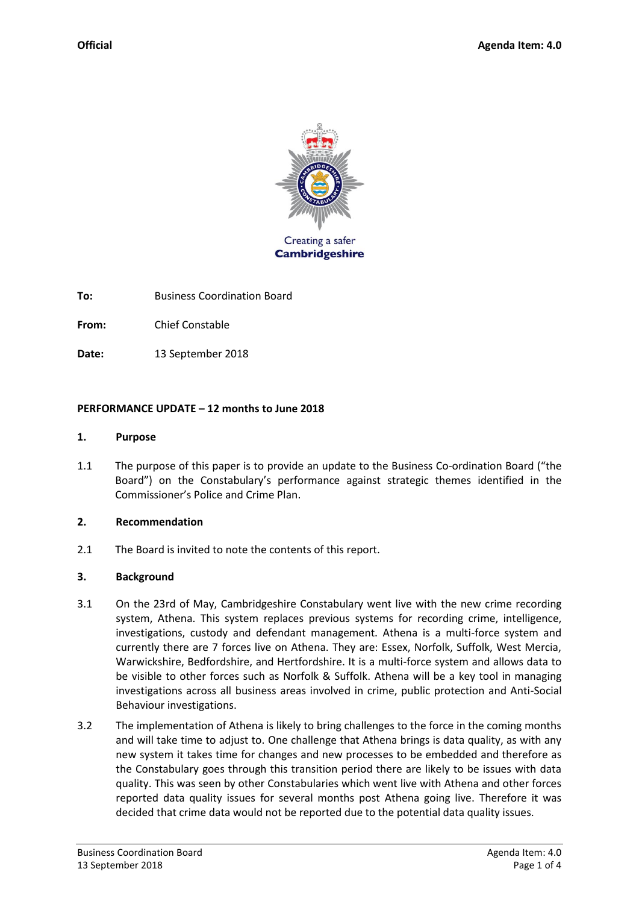**Official** **Agenda Item: 4.0**

Creating a safer **Cambridgeshire**

**To:** Business Coordination Board

**From:** Chief Constable

**Date:** 13 September 2018

**PERFORMANCE UPDATE – 12 months to June 2018**

**1. Purpose**

1.1 The purpose of this paper is to provide an update to the Business Co-ordination Board ("the Board") on the Constabulary's performance against strategic themes identified in the Commissioner's Police and Crime Plan.

**2. Recommendation**

2.1 The Board is invited to note the contents of this report.

**3. Background**

3.1 On the 23rd of May, Cambridgeshire Constabulary went live with the new crime recording system, Athena. This system replaces previous systems for recording crime, intelligence, investigations, custody and defendant management. Athena is a multi-force system and currently there are 7 forces live on Athena. They are: Essex, Norfolk, Suffolk, West Mercia, Warwickshire, Bedfordshire, and Hertfordshire. It is a multi-force system and allows data to be visible to other forces such as Norfolk & Suffolk. Athena will be a key tool in managing investigations across all business areas involved in crime, public protection and Anti-Social Behaviour investigations.

3.2 The implementation of Athena is likely to bring challenges to the force in the coming months and will take time to adjust to. One challenge that Athena brings is data quality, as with any new system it takes time for changes and new processes to be embedded and therefore as the Constabulary goes through this transition period there are likely to be issues with data quality. This was seen by other Constabularies which went live with Athena and other forces reported data quality issues for several months post Athena going live. Therefore it was decided that crime data would not be reported due to the potential data quality issues.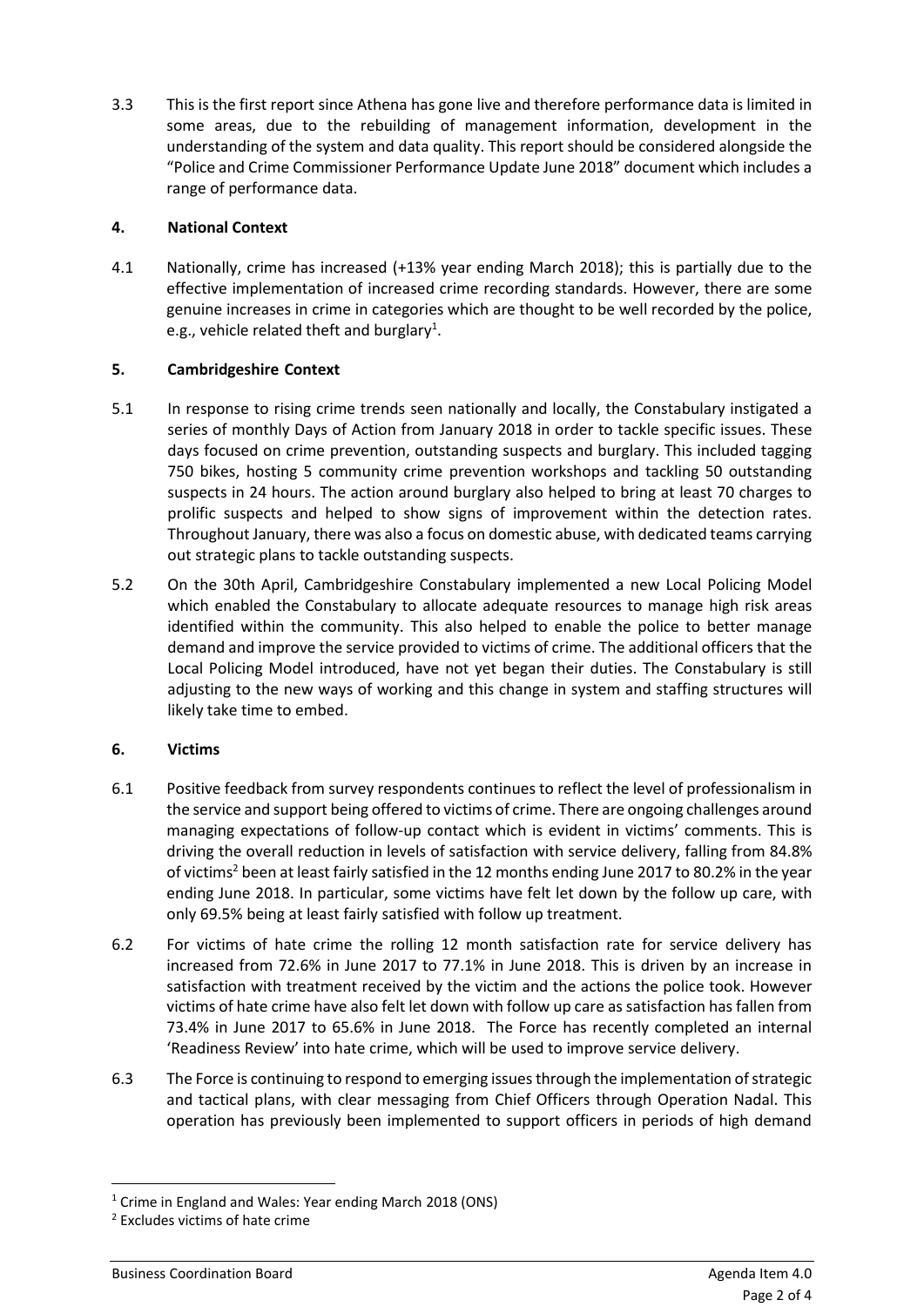3.3 This is the first report since Athena has gone live and therefore performance data is limited in some areas, due to the rebuilding of management information, development in the understanding of the system and data quality. This report should be considered alongside the "Police and Crime Commissioner Performance Update June 2018" document which includes a range of performance data.

## 4. National Context

4.1 Nationally, crime has increased (+13% year ending March 2018); this is partially due to the effective implementation of increased crime recording standards. However, there are some genuine increases in crime in categories which are thought to be well recorded by the police, e.g., vehicle related theft and burglary[1].

## 5. Cambridgeshire Context

5.1 In response to rising crime trends seen nationally and locally, the Constabulary instigated a series of monthly Days of Action from January 2018 in order to tackle specific issues. These days focused on crime prevention, outstanding suspects and burglary. This included tagging 750 bikes, hosting 5 community crime prevention workshops and tackling 50 outstanding suspects in 24 hours. The action around burglary also helped to bring at least 70 charges to prolific suspects and helped to show signs of improvement within the detection rates. Throughout January, there was also a focus on domestic abuse, with dedicated teams carrying out strategic plans to tackle outstanding suspects.

5.2 On the 30th April, Cambridgeshire Constabulary implemented a new Local Policing Model which enabled the Constabulary to allocate adequate resources to manage high risk areas identified within the community. This also helped to enable the police to better manage demand and improve the service provided to victims of crime. The additional officers that the Local Policing Model introduced, have not yet began their duties. The Constabulary is still adjusting to the new ways of working and this change in system and staffing structures will likely take time to embed.

## 6. Victims

6.1 Positive feedback from survey respondents continues to reflect the level of professionalism in the service and support being offered to victims of crime. There are ongoing challenges around managing expectations of follow-up contact which is evident in victims' comments. This is driving the overall reduction in levels of satisfaction with service delivery, falling from 84.8% of victims[2] been at least fairly satisfied in the 12 months ending June 2017 to 80.2% in the year ending June 2018. In particular, some victims have felt let down by the follow up care, with only 69.5% being at least fairly satisfied with follow up treatment.

6.2 For victims of hate crime the rolling 12 month satisfaction rate for service delivery has increased from 72.6% in June 2017 to 77.1% in June 2018. This is driven by an increase in satisfaction with treatment received by the victim and the actions the police took. However victims of hate crime have also felt let down with follow up care as satisfaction has fallen from 73.4% in June 2017 to 65.6% in June 2018. The Force has recently completed an internal 'Readiness Review' into hate crime, which will be used to improve service delivery.

6.3 The Force is continuing to respond to emerging issues through the implementation of strategic and tactical plans, with clear messaging from Chief Officers through Operation Nadal. This operation has previously been implemented to support officers in periods of high demand

[1] Crime in England and Wales: Year ending March 2018 (ONS)

[2] Excludes victims of hate crime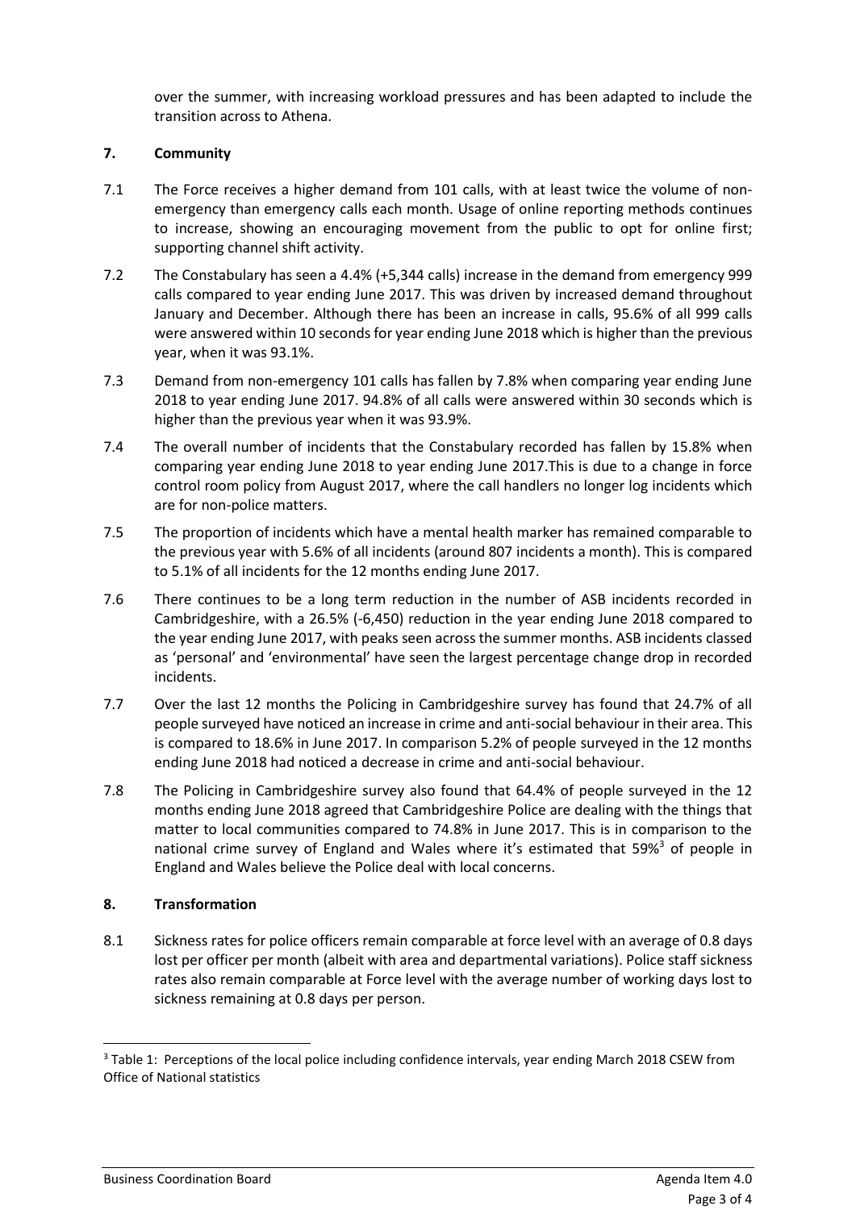over the summer, with increasing workload pressures and has been adapted to include the transition across to Athena.

## 7. Community

7.1 The Force receives a higher demand from 101 calls, with at least twice the volume of non-emergency than emergency calls each month. Usage of online reporting methods continues to increase, showing an encouraging movement from the public to opt for online first; supporting channel shift activity.

7.2 The Constabulary has seen a 4.4% (+5,344 calls) increase in the demand from emergency 999 calls compared to year ending June 2017. This was driven by increased demand throughout January and December. Although there has been an increase in calls, 95.6% of all 999 calls were answered within 10 seconds for year ending June 2018 which is higher than the previous year, when it was 93.1%.

7.3 Demand from non-emergency 101 calls has fallen by 7.8% when comparing year ending June 2018 to year ending June 2017. 94.8% of all calls were answered within 30 seconds which is higher than the previous year when it was 93.9%.

7.4 The overall number of incidents that the Constabulary recorded has fallen by 15.8% when comparing year ending June 2018 to year ending June 2017.This is due to a change in force control room policy from August 2017, where the call handlers no longer log incidents which are for non-police matters.

7.5 The proportion of incidents which have a mental health marker has remained comparable to the previous year with 5.6% of all incidents (around 807 incidents a month). This is compared to 5.1% of all incidents for the 12 months ending June 2017.

7.6 There continues to be a long term reduction in the number of ASB incidents recorded in Cambridgeshire, with a 26.5% (-6,450) reduction in the year ending June 2018 compared to the year ending June 2017, with peaks seen across the summer months. ASB incidents classed as 'personal' and 'environmental' have seen the largest percentage change drop in recorded incidents.

7.7 Over the last 12 months the Policing in Cambridgeshire survey has found that 24.7% of all people surveyed have noticed an increase in crime and anti-social behaviour in their area. This is compared to 18.6% in June 2017. In comparison 5.2% of people surveyed in the 12 months ending June 2018 had noticed a decrease in crime and anti-social behaviour.

7.8 The Policing in Cambridgeshire survey also found that 64.4% of people surveyed in the 12 months ending June 2018 agreed that Cambridgeshire Police are dealing with the things that matter to local communities compared to 74.8% in June 2017. This is in comparison to the national crime survey of England and Wales where it's estimated that 59%[3] of people in England and Wales believe the Police deal with local concerns.

## 8. Transformation

8.1 Sickness rates for police officers remain comparable at force level with an average of 0.8 days lost per officer per month (albeit with area and departmental variations). Police staff sickness rates also remain comparable at Force level with the average number of working days lost to sickness remaining at 0.8 days per person.

---

[3] Table 1: Perceptions of the local police including confidence intervals, year ending March 2018 CSEW from Office of National statistics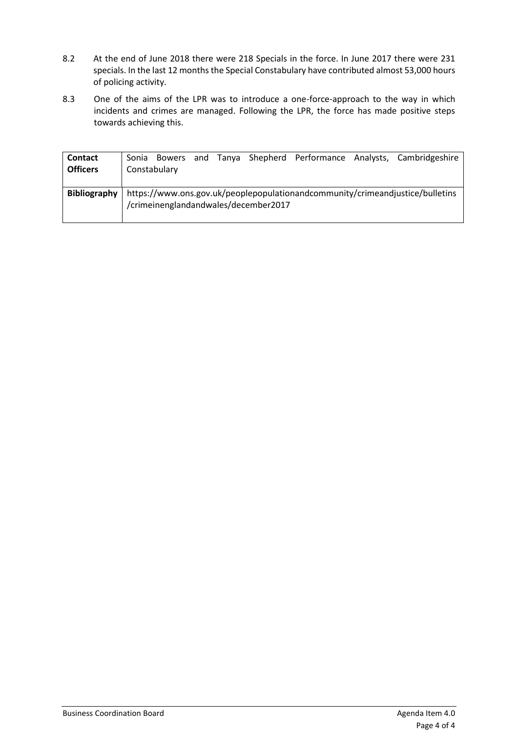8.2 At the end of June 2018 there were 218 Specials in the force. In June 2017 there were 231 specials. In the last 12 months the Special Constabulary have contributed almost 53,000 hours of policing activity.

8.3 One of the aims of the LPR was to introduce a one-force-approach to the way in which incidents and crimes are managed. Following the LPR, the force has made positive steps towards achieving this.

| | |
|---|---|
| **Contact Officers** | Sonia Bowers and Tanya Shepherd Performance Analysts, Cambridgeshire Constabulary |
| **Bibliography** | https://www.ons.gov.uk/peoplepopulationandcommunity/crimeandjustice/bulletins/crimeinenglandandwales/december2017 |